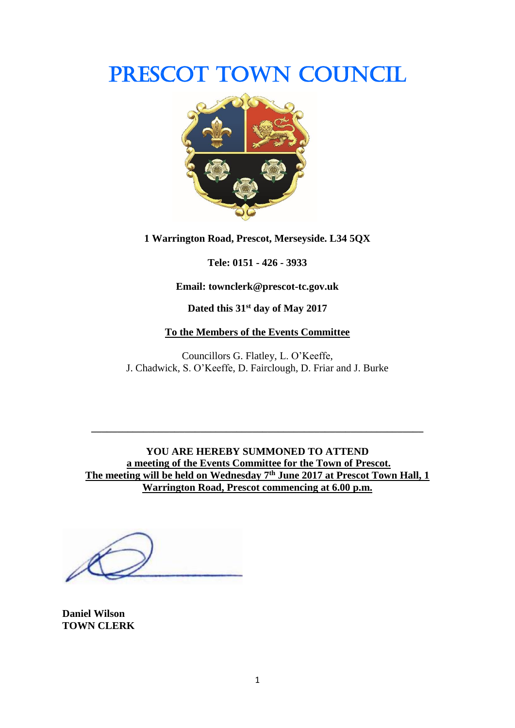# PRESCOT TOWN COUNCIL

**1 Warrington Road, Prescot, Merseyside. L34 5QX**

**Tele: 0151 - 426 - 3933**

**Email: townclerk@prescot-tc.gov.uk**

**Dated this 31st day of May 2017**

**To the Members of the Events Committee**

Councillors G. Flatley, L. O'Keeffe,
J. Chadwick, S. O'Keeffe, D. Fairclough, D. Friar and J. Burke

---

**YOU ARE HEREBY SUMMONED TO ATTEND**
**a meeting of the Events Committee for the Town of Prescot.**
**The meeting will be held on Wednesday 7th June 2017 at Prescot Town Hall, 1 Warrington Road, Prescot commencing at 6.00 p.m.**

**Daniel Wilson**
**TOWN CLERK**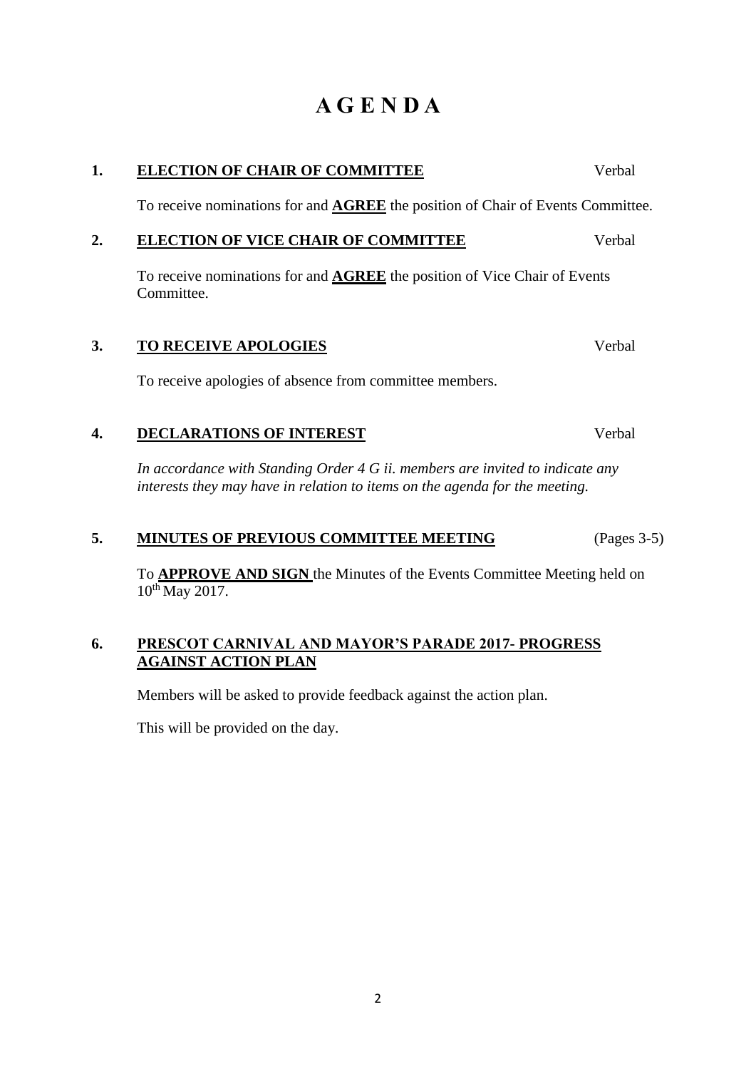# A G E N D A

**1. ELECTION OF CHAIR OF COMMITTEE** Verbal

To receive nominations for and **AGREE** the position of Chair of Events Committee.

**2. ELECTION OF VICE CHAIR OF COMMITTEE** Verbal

To receive nominations for and **AGREE** the position of Vice Chair of Events Committee.

**3. TO RECEIVE APOLOGIES** Verbal

To receive apologies of absence from committee members.

**4. DECLARATIONS OF INTEREST** Verbal

*In accordance with Standing Order 4 G ii. members are invited to indicate any interests they may have in relation to items on the agenda for the meeting.*

**5. MINUTES OF PREVIOUS COMMITTEE MEETING** (Pages 3-5)

To **APPROVE AND SIGN** the Minutes of the Events Committee Meeting held on 10th May 2017.

**6. PRESCOT CARNIVAL AND MAYOR'S PARADE 2017- PROGRESS AGAINST ACTION PLAN**

Members will be asked to provide feedback against the action plan.

This will be provided on the day.